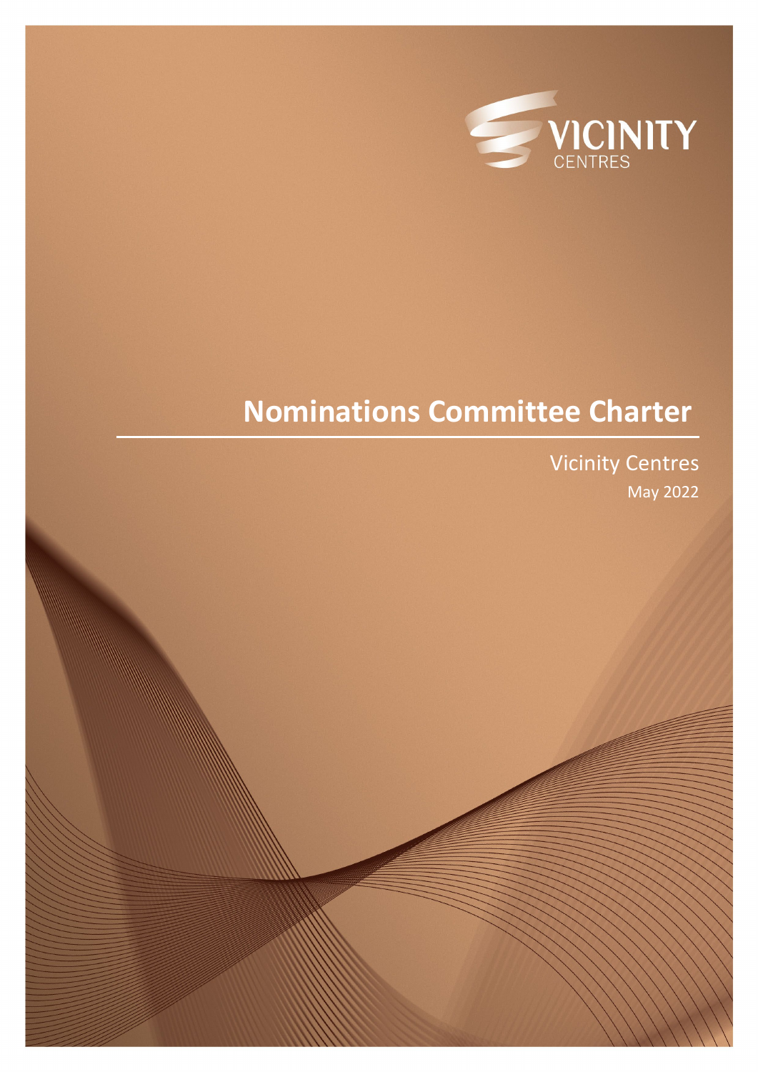VICINITY
CENTRES

# Nominations Committee Charter

Vicinity Centres

May 2022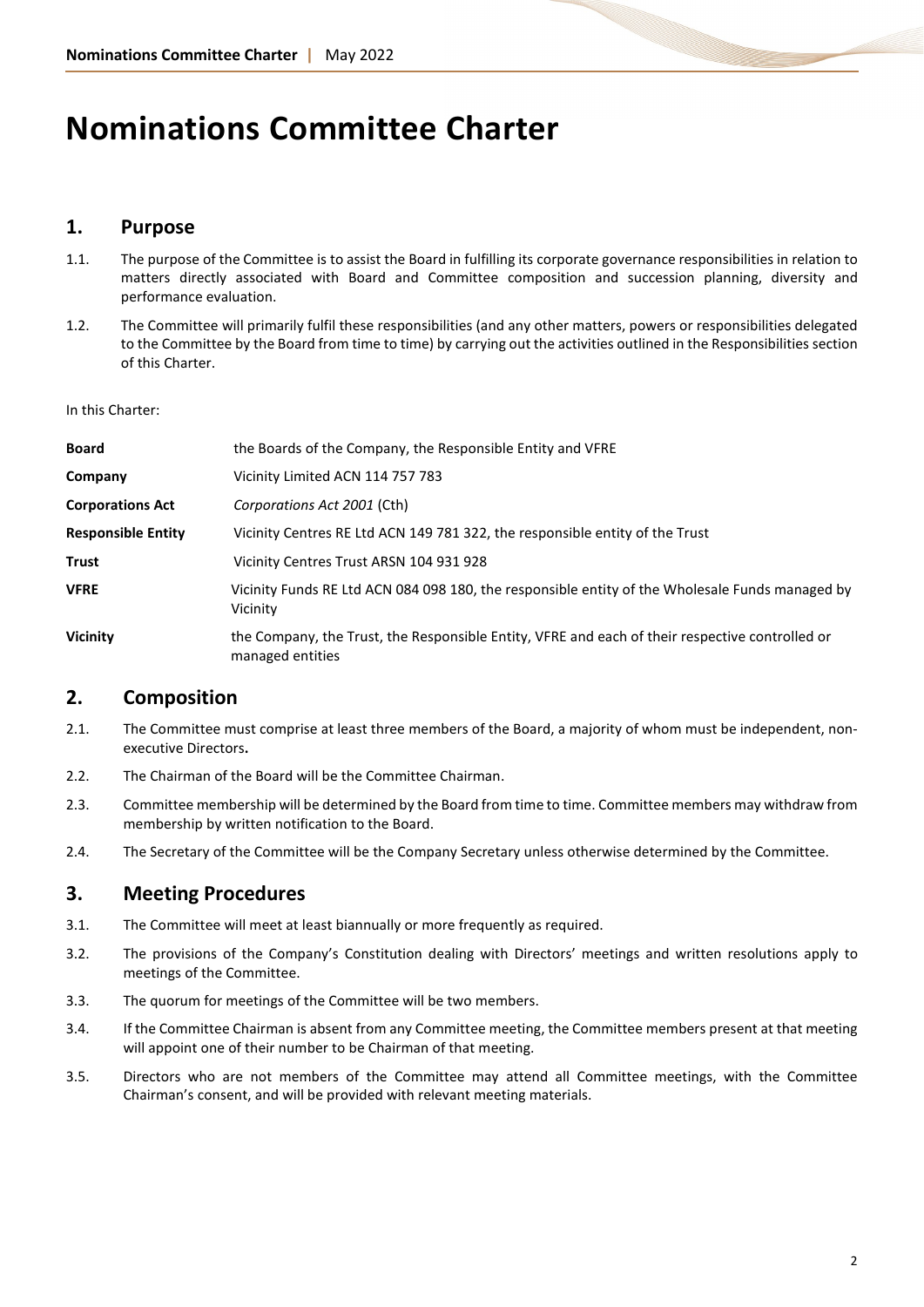# Nominations Committee Charter

## 1. Purpose

1.1. The purpose of the Committee is to assist the Board in fulfilling its corporate governance responsibilities in relation to matters directly associated with Board and Committee composition and succession planning, diversity and performance evaluation.

1.2. The Committee will primarily fulfil these responsibilities (and any other matters, powers or responsibilities delegated to the Committee by the Board from time to time) by carrying out the activities outlined in the Responsibilities section of this Charter.

In this Charter:

| | |
|---|---|
| **Board** | the Boards of the Company, the Responsible Entity and VFRE |
| **Company** | Vicinity Limited ACN 114 757 783 |
| **Corporations Act** | *Corporations Act 2001* (Cth) |
| **Responsible Entity** | Vicinity Centres RE Ltd ACN 149 781 322, the responsible entity of the Trust |
| **Trust** | Vicinity Centres Trust ARSN 104 931 928 |
| **VFRE** | Vicinity Funds RE Ltd ACN 084 098 180, the responsible entity of the Wholesale Funds managed by Vicinity |
| **Vicinity** | the Company, the Trust, the Responsible Entity, VFRE and each of their respective controlled or managed entities |

## 2. Composition

2.1. The Committee must comprise at least three members of the Board, a majority of whom must be independent, non-executive Directors**.**

2.2. The Chairman of the Board will be the Committee Chairman.

2.3. Committee membership will be determined by the Board from time to time. Committee members may withdraw from membership by written notification to the Board.

2.4. The Secretary of the Committee will be the Company Secretary unless otherwise determined by the Committee.

## 3. Meeting Procedures

3.1. The Committee will meet at least biannually or more frequently as required.

3.2. The provisions of the Company's Constitution dealing with Directors' meetings and written resolutions apply to meetings of the Committee.

3.3. The quorum for meetings of the Committee will be two members.

3.4. If the Committee Chairman is absent from any Committee meeting, the Committee members present at that meeting will appoint one of their number to be Chairman of that meeting.

3.5. Directors who are not members of the Committee may attend all Committee meetings, with the Committee Chairman's consent, and will be provided with relevant meeting materials.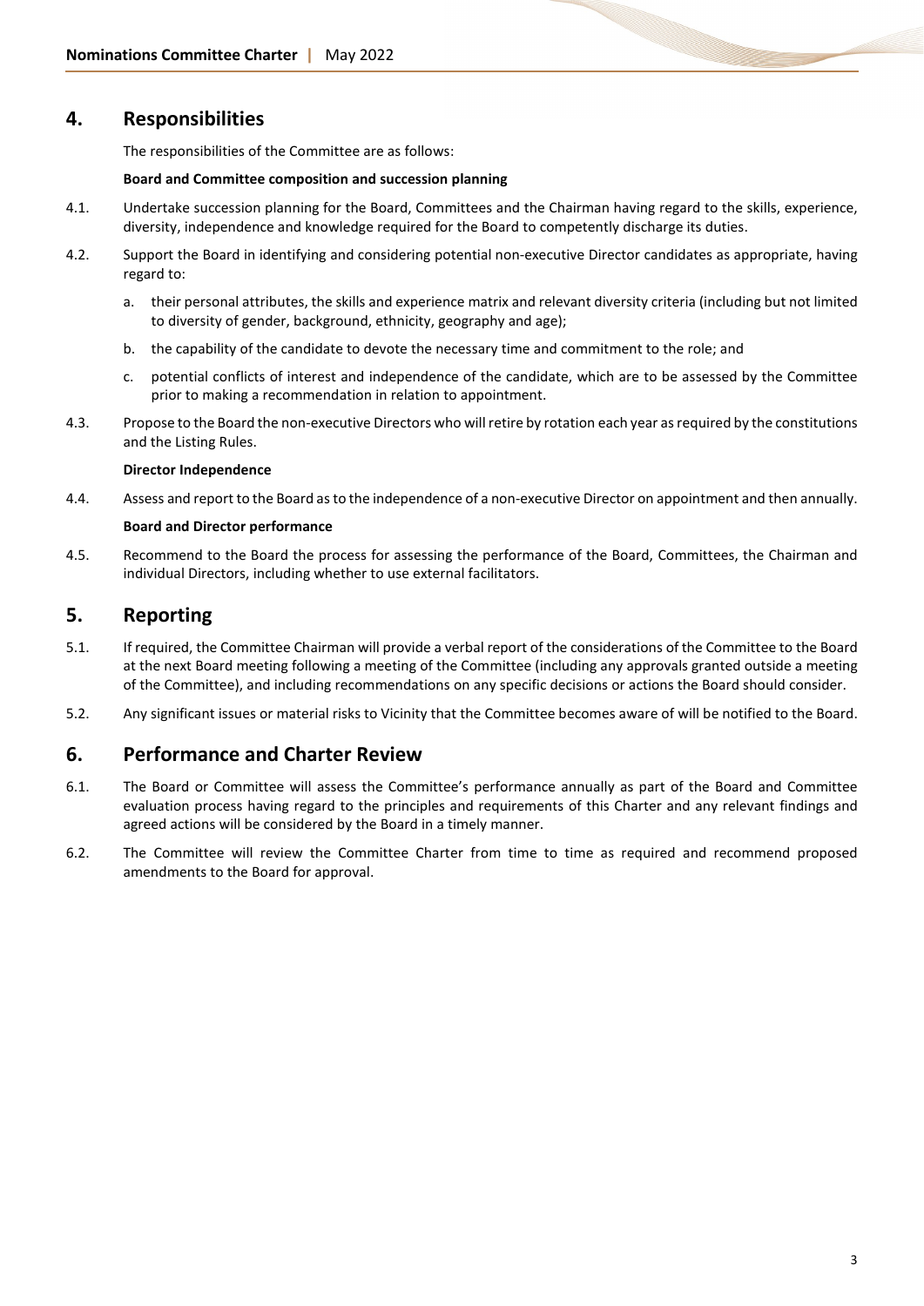## 4. Responsibilities

The responsibilities of the Committee are as follows:

**Board and Committee composition and succession planning**

4.1. Undertake succession planning for the Board, Committees and the Chairman having regard to the skills, experience, diversity, independence and knowledge required for the Board to competently discharge its duties.

4.2. Support the Board in identifying and considering potential non-executive Director candidates as appropriate, having regard to:

a. their personal attributes, the skills and experience matrix and relevant diversity criteria (including but not limited to diversity of gender, background, ethnicity, geography and age);

b. the capability of the candidate to devote the necessary time and commitment to the role; and

c. potential conflicts of interest and independence of the candidate, which are to be assessed by the Committee prior to making a recommendation in relation to appointment.

4.3. Propose to the Board the non-executive Directors who will retire by rotation each year as required by the constitutions and the Listing Rules.

**Director Independence**

4.4. Assess and report to the Board as to the independence of a non-executive Director on appointment and then annually.

**Board and Director performance**

4.5. Recommend to the Board the process for assessing the performance of the Board, Committees, the Chairman and individual Directors, including whether to use external facilitators.

## 5. Reporting

5.1. If required, the Committee Chairman will provide a verbal report of the considerations of the Committee to the Board at the next Board meeting following a meeting of the Committee (including any approvals granted outside a meeting of the Committee), and including recommendations on any specific decisions or actions the Board should consider.

5.2. Any significant issues or material risks to Vicinity that the Committee becomes aware of will be notified to the Board.

## 6. Performance and Charter Review

6.1. The Board or Committee will assess the Committee's performance annually as part of the Board and Committee evaluation process having regard to the principles and requirements of this Charter and any relevant findings and agreed actions will be considered by the Board in a timely manner.

6.2. The Committee will review the Committee Charter from time to time as required and recommend proposed amendments to the Board for approval.